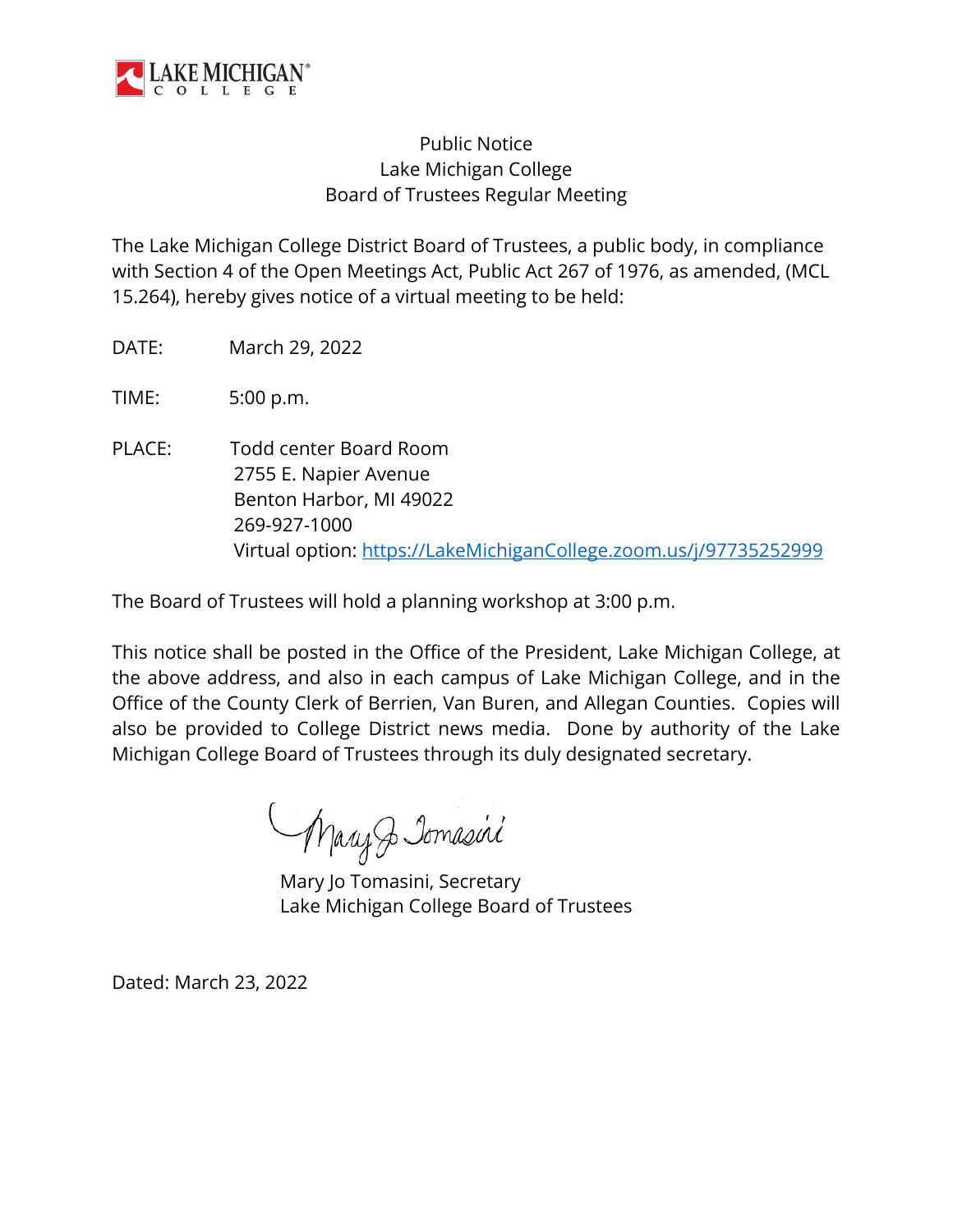LAKE MICHIGAN COLLEGE

# Public Notice
## Lake Michigan College
## Board of Trustees Regular Meeting

The Lake Michigan College District Board of Trustees, a public body, in compliance with Section 4 of the Open Meetings Act, Public Act 267 of 1976, as amended, (MCL 15.264), hereby gives notice of a virtual meeting to be held:

DATE: March 29, 2022

TIME: 5:00 p.m.

PLACE: Todd center Board Room
2755 E. Napier Avenue
Benton Harbor, MI 49022
269-927-1000
Virtual option: https://LakeMichiganCollege.zoom.us/j/97735252999

The Board of Trustees will hold a planning workshop at 3:00 p.m.

This notice shall be posted in the Office of the President, Lake Michigan College, at the above address, and also in each campus of Lake Michigan College, and in the Office of the County Clerk of Berrien, Van Buren, and Allegan Counties. Copies will also be provided to College District news media. Done by authority of the Lake Michigan College Board of Trustees through its duly designated secretary.

Mary Jo Tomasini

Mary Jo Tomasini, Secretary
Lake Michigan College Board of Trustees

Dated: March 23, 2022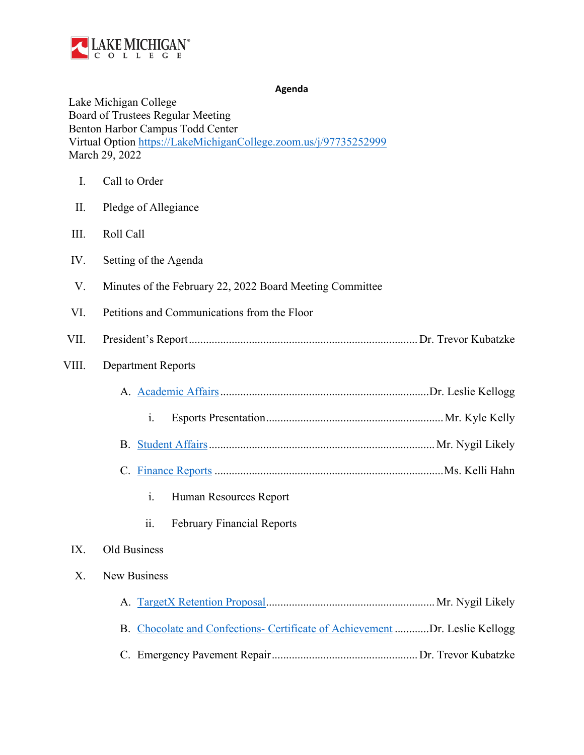**Agenda**

Lake Michigan College
Board of Trustees Regular Meeting
Benton Harbor Campus Todd Center
Virtual Option https://LakeMichiganCollege.zoom.us/j/97735252999
March 29, 2022

I. Call to Order

II. Pledge of Allegiance

III. Roll Call

IV. Setting of the Agenda

V. Minutes of the February 22, 2022 Board Meeting Committee

VI. Petitions and Communications from the Floor

VII. President's Report ............................................................ Dr. Trevor Kubatzke

VIII. Department Reports

- A. Academic Affairs ............................................................ Dr. Leslie Kellogg
  - i. Esports Presentation ............................................................ Mr. Kyle Kelly
- B. Student Affairs ............................................................ Mr. Nygil Likely
- C. Finance Reports ............................................................ Ms. Kelli Hahn
  - i. Human Resources Report
  - ii. February Financial Reports

IX. Old Business

X. New Business

- A. TargetX Retention Proposal ............................................................ Mr. Nygil Likely
- B. Chocolate and Confections- Certificate of Achievement ............ Dr. Leslie Kellogg
- C. Emergency Pavement Repair ............................................................ Dr. Trevor Kubatzke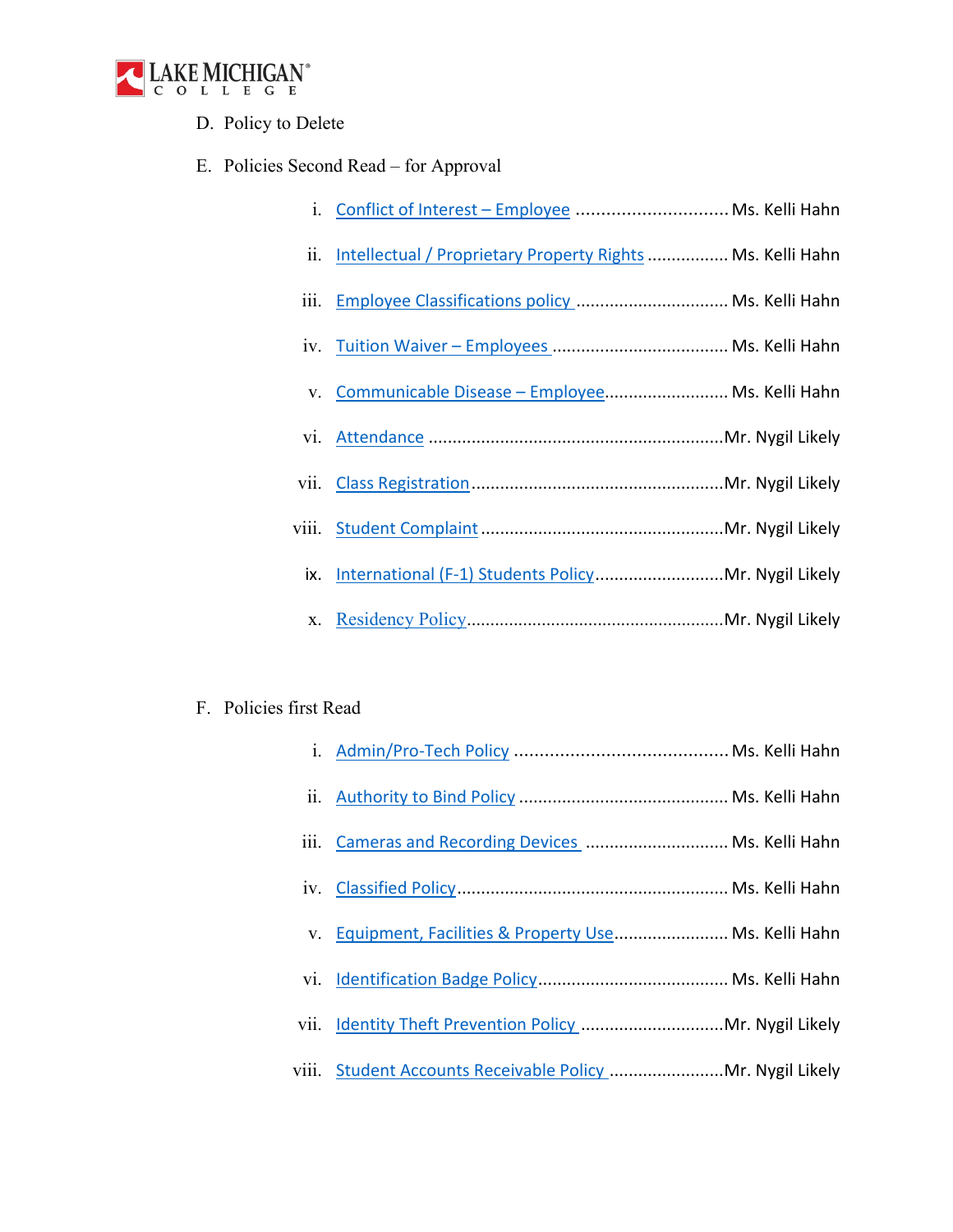D. Policy to Delete

E. Policies Second Read – for Approval

   i. Conflict of Interest – Employee .............................. Ms. Kelli Hahn
   ii. Intellectual / Proprietary Property Rights ................ Ms. Kelli Hahn
   iii. Employee Classifications policy ............................... Ms. Kelli Hahn
   iv. Tuition Waiver – Employees .................................... Ms. Kelli Hahn
   v. Communicable Disease – Employee.......................... Ms. Kelli Hahn
   vi. Attendance ............................................................Mr. Nygil Likely
   vii. Class Registration....................................................Mr. Nygil Likely
   viii. Student Complaint ..................................................Mr. Nygil Likely
   ix. International (F-1) Students Policy..........................Mr. Nygil Likely
   x. Residency Policy.....................................................Mr. Nygil Likely

F. Policies first Read

   i. Admin/Pro-Tech Policy .......................................... Ms. Kelli Hahn
   ii. Authority to Bind Policy .......................................... Ms. Kelli Hahn
   iii. Cameras and Recording Devices ............................. Ms. Kelli Hahn
   iv. Classified Policy........................................................ Ms. Kelli Hahn
   v. Equipment, Facilities & Property Use....................... Ms. Kelli Hahn
   vi. Identification Badge Policy....................................... Ms. Kelli Hahn
   vii. Identity Theft Prevention Policy .............................Mr. Nygil Likely
   viii. Student Accounts Receivable Policy ........................Mr. Nygil Likely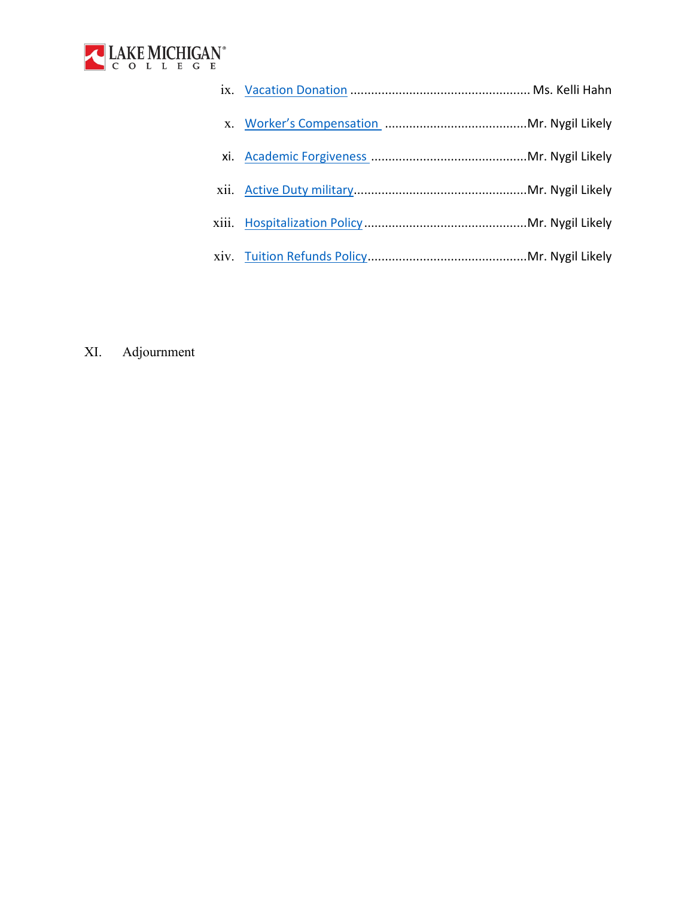ix. Vacation Donation .................................................... Ms. Kelli Hahn

x. Worker's Compensation .........................................Mr. Nygil Likely

xi. Academic Forgiveness .............................................Mr. Nygil Likely

xii. Active Duty military..................................................Mr. Nygil Likely

xiii. Hospitalization Policy...............................................Mr. Nygil Likely

xiv. Tuition Refunds Policy..............................................Mr. Nygil Likely

XI. Adjournment